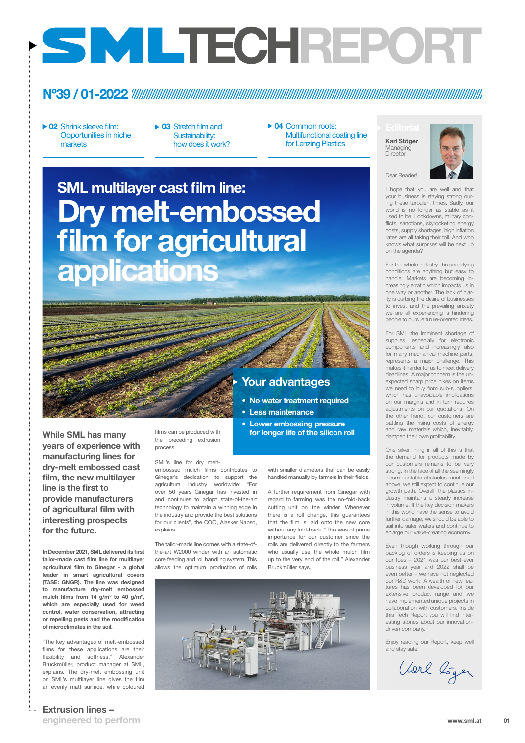# SMLTECHREPORT

## Nº39 / 01-2022

- **02** Shrink sleeve film: Opportunities in niche markets
- **03** Stretch film and Sustainability: how does it work?
- **04** Common roots: Multifunctional coating line for Lenzing Plastics

### SML multilayer cast film line:

# Dry melt-embossed film for agricultural applications

## Your advantages

- **No water treatment required**
- **Less maintenance**
- **Lower embossing pressure for longer life of the silicon roll**

**While SML has many years of experience with manufacturing lines for dry-melt embossed cast film, the new multilayer line is the first to provide manufacturers of agricultural film with interesting prospects for the future.**

**In December 2021, SML delivered its first tailor-made cast film line for multilayer agricultural film to Ginegar - a global leader in smart agricultural covers (TASE: GNGR). The line was designed to manufacture dry-melt embossed mulch films from 14 g/m² to 40 g/m², which are especially used for weed control, water conservation, attracting or repelling pests and the modification of microclimates in the soil.**

"The key advantages of melt-embossed films for these applications are their flexibility and softness," Alexander Bruckmüller, product manager at SML, explains. The dry-melt embossing unit on SML's multilayer line gives the film an evenly matt surface, while coloured films can be produced with the preceding extrusion process.

SML's line for dry melt-embossed mulch films contributes to Ginegar's dedication to support the agricultural industry worldwide: "For over 50 years Ginegar has invested in and continues to adopt state-of-the-art technology to maintain a winning edge in the industry and provide the best solutions for our clients", the COO, Alasker Napso, explains.

The tailor-made line comes with a state-of-the-art W2000 winder with an automatic core feeding and roll handling system. This allows the optimum production of rolls with smaller diameters that can be easily handled manually by farmers in their fields.

A further requirement from Ginegar with regard to farming was the no-fold-back cutting unit on the winder. Whenever there is a roll change, this guarantees that the film is laid onto the new core without fold-back. "This was of prime importance for our customer since the rolls are delivered directly to the farmers who usually use the whole mulch film up to the very end of the roll," Alexander Bruckmüller says.

## Editorial

**Karl Stöger**
Managing Director

Dear Reader!

I hope that you are well and that your business is staying strong during these turbulent times. Sadly, our world is no longer as stable as it used to be. Lockdowns, military conflicts, sanctions, skyrocketing energy costs, supply shortages, high inflation rates are all taking their toll. And who knows what surprises will be next up on the agenda?

For the whole industry, the underlying conditions are anything but easy to handle. Markets are becoming increasingly erratic which impacts us in one way or another. The lack of clarity is curbing the desire of businesses to invest and the prevailing anxiety we are all experiencing is hindering people to pursue future-oriented ideas.

For SML the imminent shortage of supplies, especially for electronic components and increasingly also for many mechanical machine parts, represents a major challenge. This makes it harder for us to meet delivery deadlines. A major concern is the unexpected sharp price hikes on items we need to buy from sub-suppliers, which has unavoidable implications on our margins and in turn requires adjustments on our quotations. On the other hand, our customers are battling the rising costs of energy and raw materials which, inevitably, dampen their own profitability.

One silver lining in all of this is that the demand for products made by our customers remains to be very strong. In the face of all the seemingly insurmountable obstacles mentioned above, we still expect to continue our growth path. Overall, the plastics industry maintains a steady increase in volume. If the key decision makers in this world have the sense to avoid further damage, we should be able to sail into safer waters and continue to enlarge our value-creating economy.

Even though working through our backlog of orders is keeping us on our toes – 2021 was our best-ever business year and 2022 shall be even better – we have not neglected our R&D work. A wealth of new features has been developed for our extensive product range and we have implemented unique projects in collaboration with customers. Inside this Tech Report you will find interesting stories about our innovation-driven company.

Enjoy reading our Report, keep well and stay safe!

Karl Stöger

**Extrusion lines – engineered to perform**

www.sml.at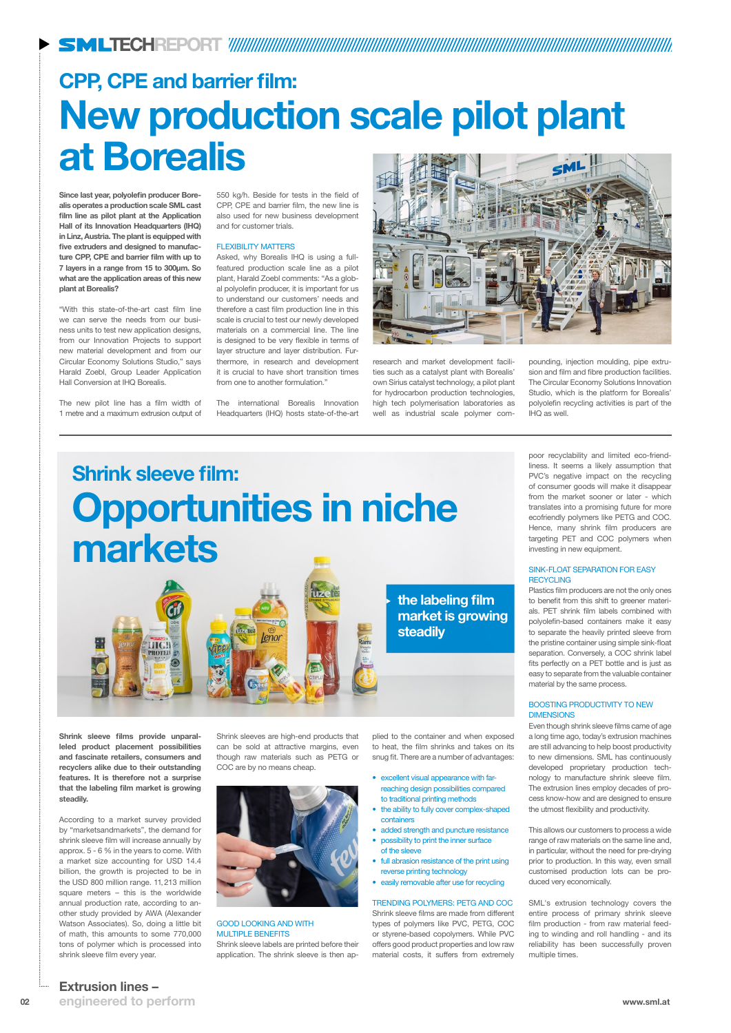# CPP, CPE and barrier film:

# New production scale pilot plant at Borealis

**Since last year, polyolefin producer Borealis operates a production scale SML cast film line as pilot plant at the Application Hall of its Innovation Headquarters (IHQ) in Linz, Austria. The plant is equipped with five extruders and designed to manufacture CPP, CPE and barrier film with up to 7 layers in a range from 15 to 300µm. So what are the application areas of this new plant at Borealis?**

"With this state-of-the-art cast film line we can serve the needs from our business units to test new application designs, from our Innovation Projects to support new material development and from our Circular Economy Solutions Studio," says Harald Zoebl, Group Leader Application Hall Conversion at IHQ Borealis.

The new pilot line has a film width of 1 metre and a maximum extrusion output of 550 kg/h. Beside for tests in the field of CPP, CPE and barrier film, the new line is also used for new business development and for customer trials.

### FLEXIBILITY MATTERS

Asked, why Borealis IHQ is using a full-featured production scale line as a pilot plant, Harald Zoebl comments: "As a global polyolefin producer, it is important for us to understand our customers' needs and therefore a cast film production line in this scale is crucial to test our newly developed materials on a commercial line. The line is designed to be very flexible in terms of layer structure and layer distribution. Furthermore, in research and development it is crucial to have short transition times from one to another formulation."

The international Borealis Innovation Headquarters (IHQ) hosts state-of-the-art research and market development facilities such as a catalyst plant with Borealis' own Sirius catalyst technology, a pilot plant for hydrocarbon production technologies, high tech polymerisation laboratories as well as industrial scale polymer compounding, injection moulding, pipe extrusion and film and fibre production facilities. The Circular Economy Solutions Innovation Studio, which is the platform for Borealis' polyolefin recycling activities is part of the IHQ as well.

---

# Shrink sleeve film:

# Opportunities in niche markets

**the labeling film market is growing steadily**

**Shrink sleeve films provide unparalleled product placement possibilities and fascinate retailers, consumers and recyclers alike due to their outstanding features. It is therefore not a surprise that the labeling film market is growing steadily.**

According to a market survey provided by "marketsandmarkets", the demand for shrink sleeve film will increase annually by approx. 5 - 6 % in the years to come. With a market size accounting for USD 14.4 billion, the growth is projected to be in the USD 800 million range. 11,213 million square meters – this is the worldwide annual production rate, according to another study provided by AWA (Alexander Watson Associates). So, doing a little bit of math, this amounts to some 770,000 tons of polymer which is processed into shrink sleeve film every year.

Shrink sleeves are high-end products that can be sold at attractive margins, even though raw materials such as PETG or COC are by no means cheap.

### GOOD LOOKING AND WITH MULTIPLE BENEFITS

Shrink sleeve labels are printed before their application. The shrink sleeve is then applied to the container and when exposed to heat, the film shrinks and takes on its snug fit. There are a number of advantages:

- excellent visual appearance with far-reaching design possibilities compared to traditional printing methods
- the ability to fully cover complex-shaped containers
- added strength and puncture resistance
- possibility to print the inner surface of the sleeve
- full abrasion resistance of the print using reverse printing technology
- easily removable after use for recycling

### TRENDING POLYMERS: PETG AND COC

Shrink sleeve films are made from different types of polymers like PVC, PETG, COC or styrene-based copolymers. While PVC offers good product properties and low raw material costs, it suffers from extremely poor recyclability and limited eco-friendliness. It seems a likely assumption that PVC's negative impact on the recycling of consumer goods will make it disappear from the market sooner or later - which translates into a promising future for more ecofriendly polymers like PETG and COC. Hence, many shrink film producers are targeting PET and COC polymers when investing in new equipment.

### SINK-FLOAT SEPARATION FOR EASY RECYCLING

Plastics film producers are not the only ones to benefit from this shift to greener materials. PET shrink film labels combined with polyolefin-based containers make it easy to separate the heavily printed sleeve from the pristine container using simple sink-float separation. Conversely, a COC shrink label fits perfectly on a PET bottle and is just as easy to separate from the valuable container material by the same process.

### BOOSTING PRODUCTIVITY TO NEW DIMENSIONS

Even though shrink sleeve films came of age a long time ago, today's extrusion machines are still advancing to help boost productivity to new dimensions. SML has continuously developed proprietary production technology to manufacture shrink sleeve film. The extrusion lines employ decades of process know-how and are designed to ensure the utmost flexibility and productivity.

This allows our customers to process a wide range of raw materials on the same line and, in particular, without the need for pre-drying prior to production. In this way, even small customised production lots can be produced very economically.

SML's extrusion technology covers the entire process of primary shrink sleeve film production - from raw material feeding to winding and roll handling - and its reliability has been successfully proven multiple times.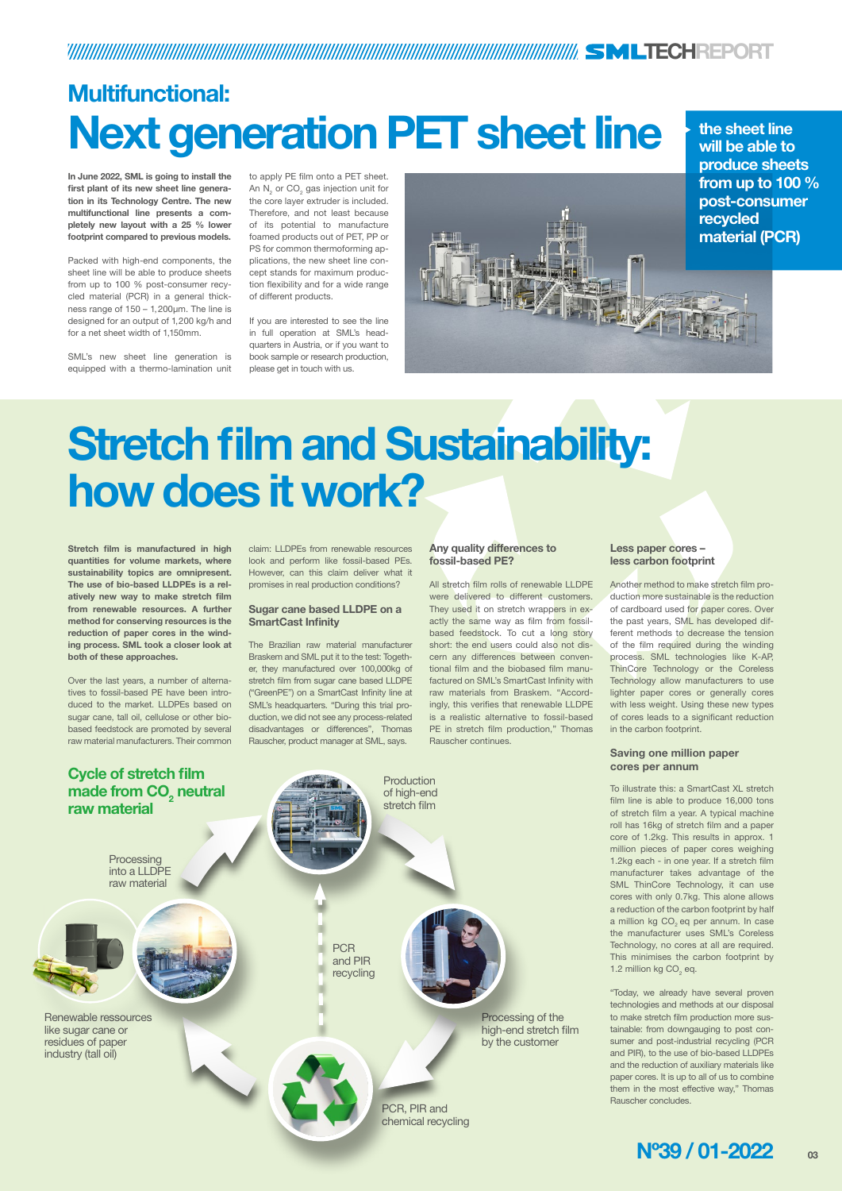# Multifunctional:
# Next generation PET sheet line

**In June 2022, SML is going to install the first plant of its new sheet line generation in its Technology Centre. The new multifunctional line presents a completely new layout with a 25 % lower footprint compared to previous models.**

Packed with high-end components, the sheet line will be able to produce sheets from up to 100 % post-consumer recycled material (PCR) in a general thickness range of 150 – 1,200µm. The line is designed for an output of 1,200 kg/h and for a net sheet width of 1,150mm.

SML's new sheet line generation is equipped with a thermo-lamination unit to apply PE film onto a PET sheet. An $N_2$ or $CO_2$ gas injection unit for the core layer extruder is included. Therefore, and not least because of its potential to manufacture foamed products out of PET, PP or PS for common thermoforming applications, the new sheet line concept stands for maximum production flexibility and for a wide range of different products.

If you are interested to see the line in full operation at SML's headquarters in Austria, or if you want to book sample or research production, please get in touch with us.

**the sheet line will be able to produce sheets from up to 100 % post-consumer recycled material (PCR)**

# Stretch film and Sustainability: how does it work?

**Stretch film is manufactured in high quantities for volume markets, where sustainability topics are omnipresent. The use of bio-based LLDPEs is a relatively new way to make stretch film from renewable resources. A further method for conserving resources is the reduction of paper cores in the winding process. SML took a closer look at both of these approaches.**

Over the last years, a number of alternatives to fossil-based PE have been introduced to the market. LLDPEs based on sugar cane, tall oil, cellulose or other bio-based feedstock are promoted by several raw material manufacturers. Their common claim: LLDPEs from renewable resources look and perform like fossil-based PEs. However, can this claim deliver what it promises in real production conditions?

### Sugar cane based LLDPE on a SmartCast Infinity

The Brazilian raw material manufacturer Braskem and SML put it to the test: Together, they manufactured over 100,000kg of stretch film from sugar cane based LLDPE ("GreenPE") on a SmartCast Infinity line at SML's headquarters. "During this trial production, we did not see any process-related disadvantages or differences", Thomas Rauscher, product manager at SML, says.

### Any quality differences to fossil-based PE?

All stretch film rolls of renewable LLDPE were delivered to different customers. They used it on stretch wrappers in exactly the same way as film from fossil-based feedstock. To cut a long story short: the end users could also not discern any differences between conventional film and the biobased film manufactured on SML's SmartCast Infinity with raw materials from Braskem. "Accordingly, this verifies that renewable LLDPE is a realistic alternative to fossil-based PE in stretch film production," Thomas Rauscher continues.

### Less paper cores – less carbon footprint

Another method to make stretch film production more sustainable is the reduction of cardboard used for paper cores. Over the past years, SML has developed different methods to decrease the tension of the film required during the winding process. SML technologies like K-AP, ThinCore Technology or the Coreless Technology allow manufacturers to use lighter paper cores or generally cores with less weight. Using these new types of cores leads to a significant reduction in the carbon footprint.

### Saving one million paper cores per annum

To illustrate this: a SmartCast XL stretch film line is able to produce 16,000 tons of stretch film a year. A typical machine roll has 16kg of stretch film and a paper core of 1.2kg. This results in approx. 1 million pieces of paper cores weighing 1.2kg each - in one year. If a stretch film manufacturer takes advantage of the SML ThinCore Technology, it can use cores with only 0.7kg. This alone allows a reduction of the carbon footprint by half a million kg $CO_2$ eq per annum. In case the manufacturer uses SML's Coreless Technology, no cores at all are required. This minimises the carbon footprint by 1.2 million kg $CO_2$ eq.

"Today, we already have several proven technologies and methods at our disposal to make stretch film production more sustainable: from downgauging to post consumer and post-industrial recycling (PCR and PIR), to the use of bio-based LLDPEs and the reduction of auxiliary materials like paper cores. It is up to all of us to combine them in the most effective way," Thomas Rauscher concludes.

### Cycle of stretch film made from $CO_2$ neutral raw material

- Production of high-end stretch film
- Processing of the high-end stretch film by the customer
- PCR, PIR and chemical recycling
- Renewable ressources like sugar cane or residues of paper industry (tall oil)
- Processing into a LLDPE raw material
- PCR and PIR recycling

Nº39 / 01-2022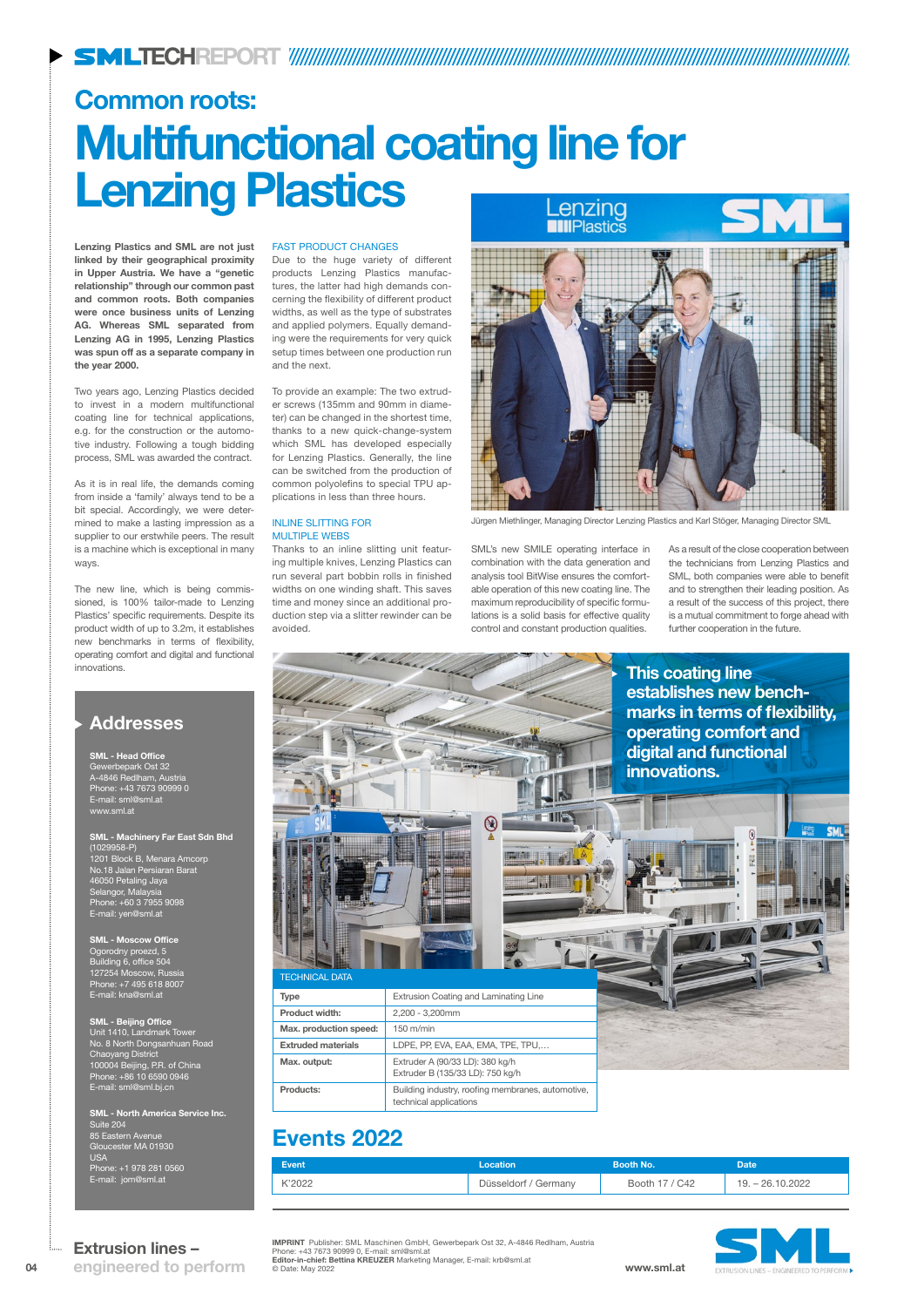# Common roots:

# Multifunctional coating line for Lenzing Plastics

**Lenzing Plastics and SML are not just linked by their geographical proximity in Upper Austria. We have a "genetic relationship" through our common past and common roots. Both companies were once business units of Lenzing AG. Whereas SML separated from Lenzing AG in 1995, Lenzing Plastics was spun off as a separate company in the year 2000.**

Two years ago, Lenzing Plastics decided to invest in a modern multifunctional coating line for technical applications, e.g. for the construction or the automotive industry. Following a tough bidding process, SML was awarded the contract.

As it is in real life, the demands coming from inside a 'family' always tend to be a bit special. Accordingly, we were determined to make a lasting impression as a supplier to our erstwhile peers. The result is a machine which is exceptional in many ways.

The new line, which is being commissioned, is 100% tailor-made to Lenzing Plastics' specific requirements. Despite its product width of up to 3.2m, it establishes new benchmarks in terms of flexibility, operating comfort and digital and functional innovations.

### FAST PRODUCT CHANGES

Due to the huge variety of different products Lenzing Plastics manufactures, the latter had high demands concerning the flexibility of different product widths, as well as the type of substrates and applied polymers. Equally demanding were the requirements for very quick setup times between one production run and the next.

To provide an example: The two extruder screws (135mm and 90mm in diameter) can be changed in the shortest time, thanks to a new quick-change-system which SML has developed especially for Lenzing Plastics. Generally, the line can be switched from the production of common polyolefins to special TPU applications in less than three hours.

### INLINE SLITTING FOR MULTIPLE WEBS

Thanks to an inline slitting unit featuring multiple knives, Lenzing Plastics can run several part bobbin rolls in finished widths on one winding shaft. This saves time and money since an additional production step via a slitter rewinder can be avoided.

Jürgen Miethlinger, Managing Director Lenzing Plastics and Karl Stöger, Managing Director SML

SML's new SMILE operating interface in combination with the data generation and analysis tool BitWise ensures the comfortable operation of this new coating line. The maximum reproducibility of specific formulations is a solid basis for effective quality control and constant production qualities.

As a result of the close cooperation between the technicians from Lenzing Plastics and SML, both companies were able to benefit and to strengthen their leading position. As a result of the success of this project, there is a mutual commitment to forge ahead with further cooperation in the future.

**This coating line establishes new benchmarks in terms of flexibility, operating comfort and digital and functional innovations.**

TECHNICAL DATA

| | |
|---|---|
| **Type** | Extrusion Coating and Laminating Line |
| **Product width:** | 2,200 - 3,200mm |
| **Max. production speed:** | 150 m/min |
| **Extruded materials** | LDPE, PP, EVA, EAA, EMA, TPE, TPU,... |
| **Max. output:** | Extruder A (90/33 LD): 380 kg/h<br>Extruder B (135/33 LD): 750 kg/h |
| **Products:** | Building industry, roofing membranes, automotive, technical applications |

## Addresses

**SML - Head Office**
Gewerbepark Ost 32
A-4846 Redlham, Austria
Phone: +43 7673 90999 0
E-mail: sml@sml.at
www.sml.at

**SML - Machinery Far East Sdn Bhd**
(1029958-P)
1201 Block B, Menara Amcorp
No.18 Jalan Persiaran Barat
46050 Petaling Jaya
Selangor, Malaysia
Phone: +60 3 7955 9098
E-mail: yen@sml.at

**SML - Moscow Office**
Ogorodny proezd, 5
Building 6, office 504
127254 Moscow, Russia
Phone: +7 495 618 8007
E-mail: kna@sml.at

**SML - Beijing Office**
Unit 1410, Landmark Tower
No. 8 North Dongsanhuan Road
Chaoyang District
100004 Beijing, P.R. of China
Phone: +86 10 6590 0946
E-mail: sml@sml.bj.cn

**SML - North America Service Inc.**
Suite 204
85 Eastern Avenue
Gloucester MA 01930
USA
Phone: +1 978 281 0560
E-mail: jom@sml.at

## Events 2022

| Event | Location | Booth No. | Date |
|---|---|---|---|
| K'2022 | Düsseldorf / Germany | Booth 17 / C42 | 19. – 26.10.2022 |

**Extrusion lines – engineered to perform**

**IMPRINT** Publisher: SML Maschinen GmbH, Gewerbepark Ost 32, A-4846 Redlham, Austria
Phone: +43 7673 90999 0, E-mail: sml@sml.at
**Editor-in-chief: Bettina KREUZER** Marketing Manager, E-mail: krb@sml.at
© Date: May 2022

www.sml.at